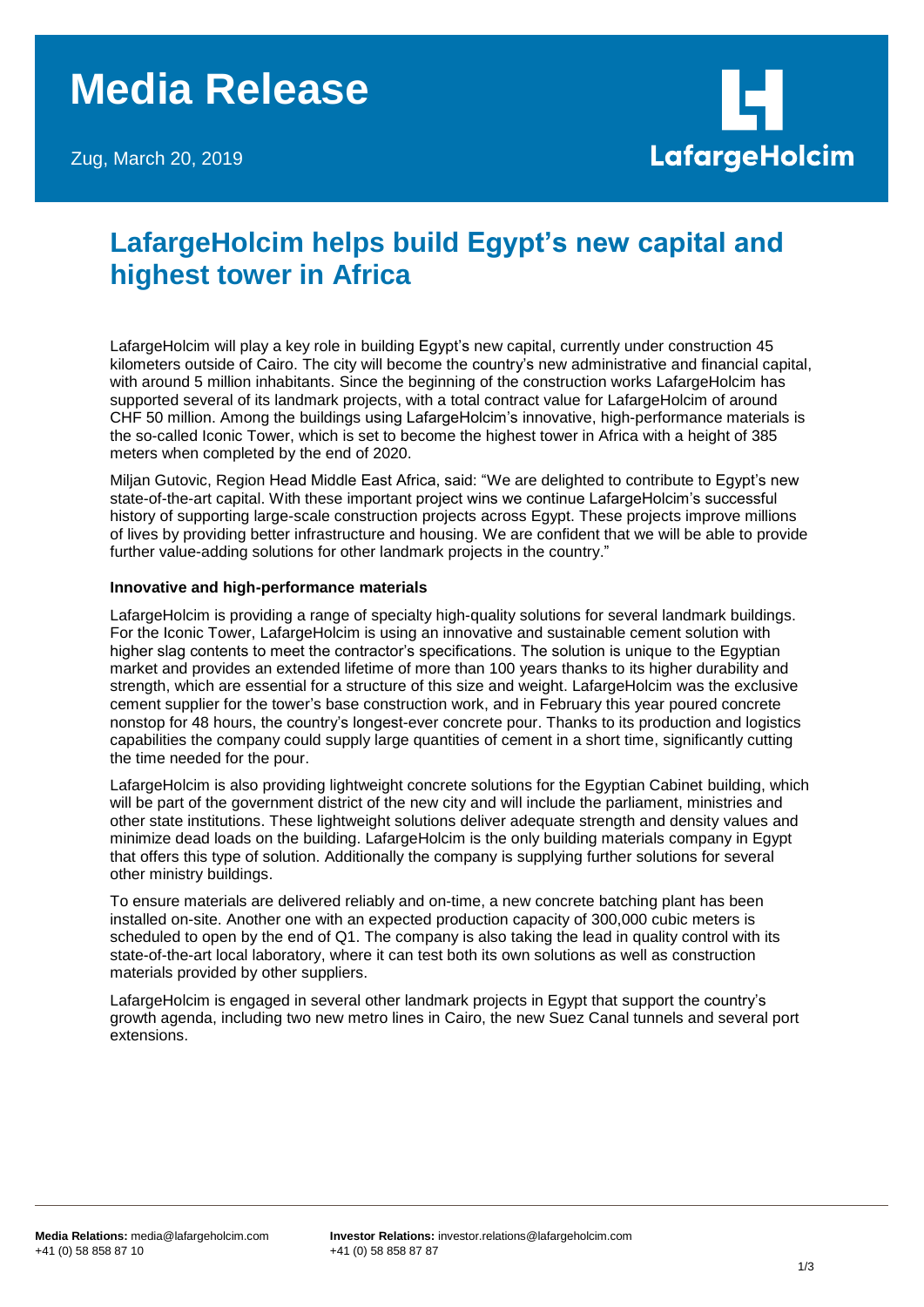# Media Release

Zug, March 20, 2019

LafargeHolcim

## LafargeHolcim helps build Egypt's new capital and highest tower in Africa

LafargeHolcim will play a key role in building Egypt's new capital, currently under construction 45 kilometers outside of Cairo. The city will become the country's new administrative and financial capital, with around 5 million inhabitants. Since the beginning of the construction works LafargeHolcim has supported several of its landmark projects, with a total contract value for LafargeHolcim of around CHF 50 million. Among the buildings using LafargeHolcim's innovative, high-performance materials is the so-called Iconic Tower, which is set to become the highest tower in Africa with a height of 385 meters when completed by the end of 2020.

Miljan Gutovic, Region Head Middle East Africa, said: "We are delighted to contribute to Egypt's new state-of-the-art capital. With these important project wins we continue LafargeHolcim's successful history of supporting large-scale construction projects across Egypt. These projects improve millions of lives by providing better infrastructure and housing. We are confident that we will be able to provide further value-adding solutions for other landmark projects in the country."

**Innovative and high-performance materials**

LafargeHolcim is providing a range of specialty high-quality solutions for several landmark buildings. For the Iconic Tower, LafargeHolcim is using an innovative and sustainable cement solution with higher slag contents to meet the contractor's specifications. The solution is unique to the Egyptian market and provides an extended lifetime of more than 100 years thanks to its higher durability and strength, which are essential for a structure of this size and weight. LafargeHolcim was the exclusive cement supplier for the tower's base construction work, and in February this year poured concrete nonstop for 48 hours, the country's longest-ever concrete pour. Thanks to its production and logistics capabilities the company could supply large quantities of cement in a short time, significantly cutting the time needed for the pour.

LafargeHolcim is also providing lightweight concrete solutions for the Egyptian Cabinet building, which will be part of the government district of the new city and will include the parliament, ministries and other state institutions. These lightweight solutions deliver adequate strength and density values and minimize dead loads on the building. LafargeHolcim is the only building materials company in Egypt that offers this type of solution. Additionally the company is supplying further solutions for several other ministry buildings.

To ensure materials are delivered reliably and on-time, a new concrete batching plant has been installed on-site. Another one with an expected production capacity of 300,000 cubic meters is scheduled to open by the end of Q1. The company is also taking the lead in quality control with its state-of-the-art local laboratory, where it can test both its own solutions as well as construction materials provided by other suppliers.

LafargeHolcim is engaged in several other landmark projects in Egypt that support the country's growth agenda, including two new metro lines in Cairo, the new Suez Canal tunnels and several port extensions.

**Media Relations:** media@lafargeholcim.com
+41 (0) 58 858 87 10

**Investor Relations:** investor.relations@lafargeholcim.com
+41 (0) 58 858 87 87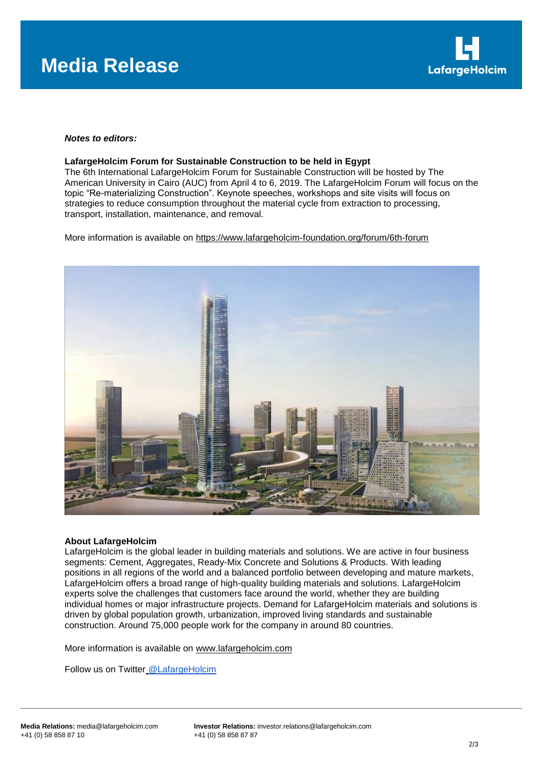*Notes to editors:*

**LafargeHolcim Forum for Sustainable Construction to be held in Egypt**
The 6th International LafargeHolcim Forum for Sustainable Construction will be hosted by The American University in Cairo (AUC) from April 4 to 6, 2019. The LafargeHolcim Forum will focus on the topic "Re-materializing Construction". Keynote speeches, workshops and site visits will focus on strategies to reduce consumption throughout the material cycle from extraction to processing, transport, installation, maintenance, and removal.

More information is available on https://www.lafargeholcim-foundation.org/forum/6th-forum

**About LafargeHolcim**
LafargeHolcim is the global leader in building materials and solutions. We are active in four business segments: Cement, Aggregates, Ready-Mix Concrete and Solutions & Products. With leading positions in all regions of the world and a balanced portfolio between developing and mature markets, LafargeHolcim offers a broad range of high-quality building materials and solutions. LafargeHolcim experts solve the challenges that customers face around the world, whether they are building individual homes or major infrastructure projects. Demand for LafargeHolcim materials and solutions is driven by global population growth, urbanization, improved living standards and sustainable construction. Around 75,000 people work for the company in around 80 countries.

More information is available on www.lafargeholcim.com

Follow us on Twitter @LafargeHolcim

**Media Relations:** media@lafargeholcim.com
+41 (0) 58 858 87 10

**Investor Relations:** investor.relations@lafargeholcim.com
+41 (0) 58 858 87 87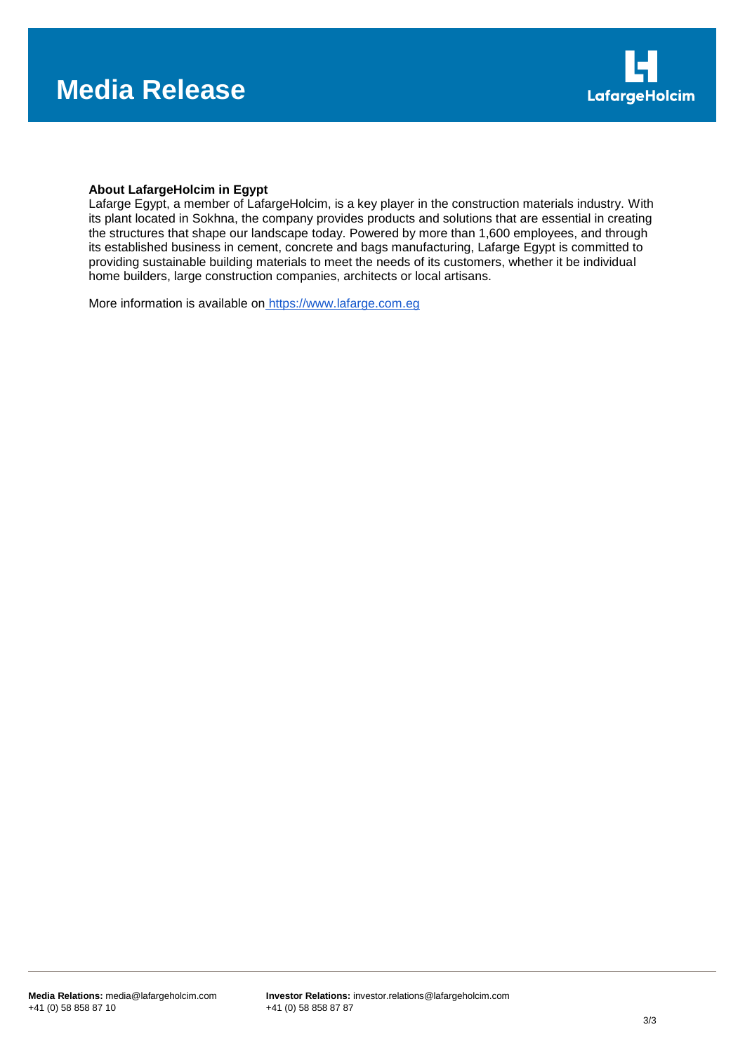**About LafargeHolcim in Egypt**

Lafarge Egypt, a member of LafargeHolcim, is a key player in the construction materials industry. With its plant located in Sokhna, the company provides products and solutions that are essential in creating the structures that shape our landscape today. Powered by more than 1,600 employees, and through its established business in cement, concrete and bags manufacturing, Lafarge Egypt is committed to providing sustainable building materials to meet the needs of its customers, whether it be individual home builders, large construction companies, architects or local artisans.

More information is available on https://www.lafarge.com.eg